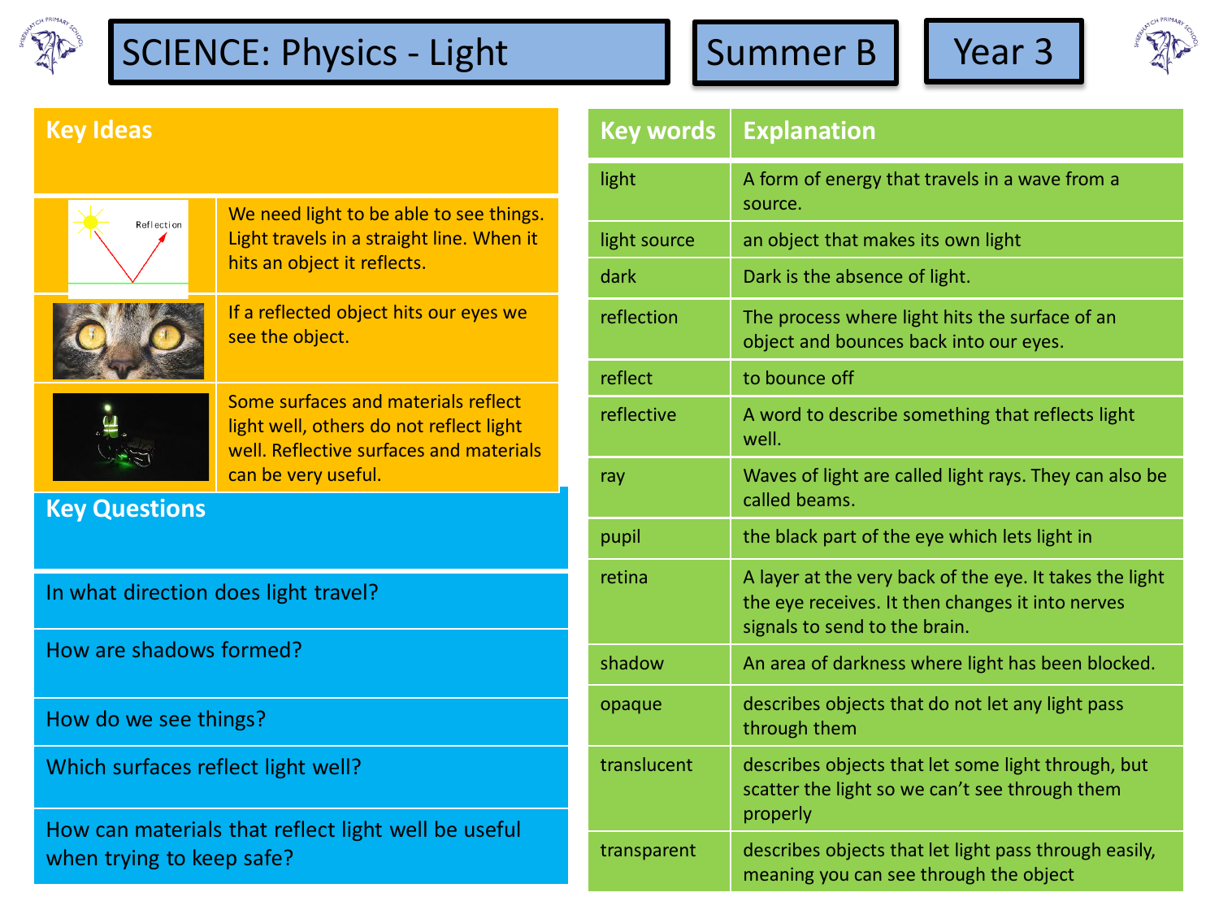# SCIENCE: Physics - Light

**Summer B** | **Year 3**

## Key Ideas

We need light to be able to see things. Light travels in a straight line. When it hits an object it reflects.

If a reflected object hits our eyes we see the object.

Some surfaces and materials reflect light well, others do not reflect light well. Reflective surfaces and materials can be very useful.

## Key Questions

- In what direction does light travel?
- How are shadows formed?
- How do we see things?
- Which surfaces reflect light well?
- How can materials that reflect light well be useful when trying to keep safe?

## Key words

| Key words | Explanation |
| --- | --- |
| light | A form of energy that travels in a wave from a source. |
| light source | an object that makes its own light |
| dark | Dark is the absence of light. |
| reflection | The process where light hits the surface of an object and bounces back into our eyes. |
| reflect | to bounce off |
| reflective | A word to describe something that reflects light well. |
| ray | Waves of light are called light rays. They can also be called beams. |
| pupil | the black part of the eye which lets light in |
| retina | A layer at the very back of the eye. It takes the light the eye receives. It then changes it into nerves signals to send to the brain. |
| shadow | An area of darkness where light has been blocked. |
| opaque | describes objects that do not let any light pass through them |
| translucent | describes objects that let some light through, but scatter the light so we can't see through them properly |
| transparent | describes objects that let light pass through easily, meaning you can see through the object |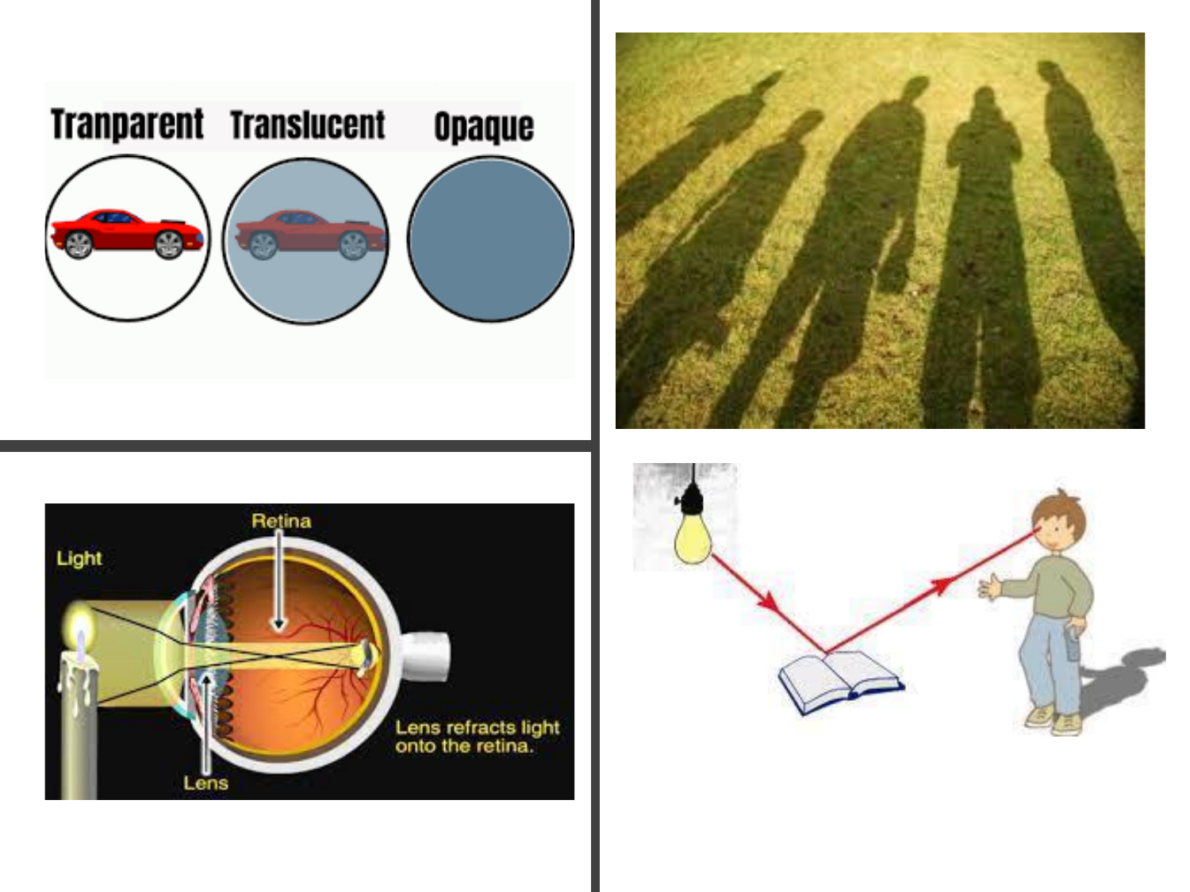Tranparent Translucent Opaque

Retina

Light

Lens refracts light onto the retina.

Lens